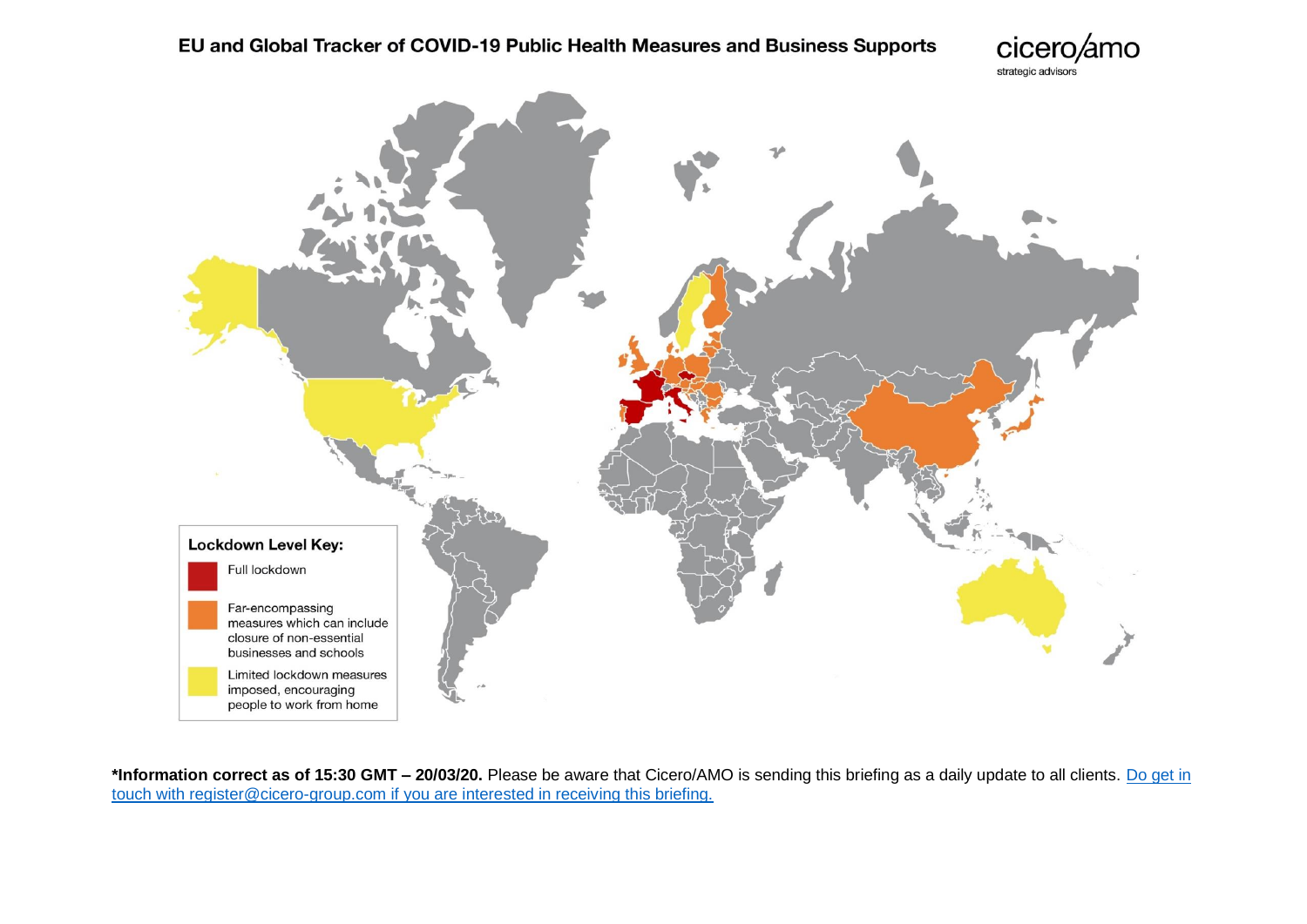# EU and Global Tracker of COVID-19 Public Health Measures and Business Supports

cicero/amo
strategic advisors

**Lockdown Level Key:**

- Full lockdown
- Far-encompassing measures which can include closure of non-essential businesses and schools
- Limited lockdown measures imposed, encouraging people to work from home

**\*Information correct as of 15:30 GMT – 20/03/20.** Please be aware that Cicero/AMO is sending this briefing as a daily update to all clients. Do get in touch with register@cicero-group.com if you are interested in receiving this briefing.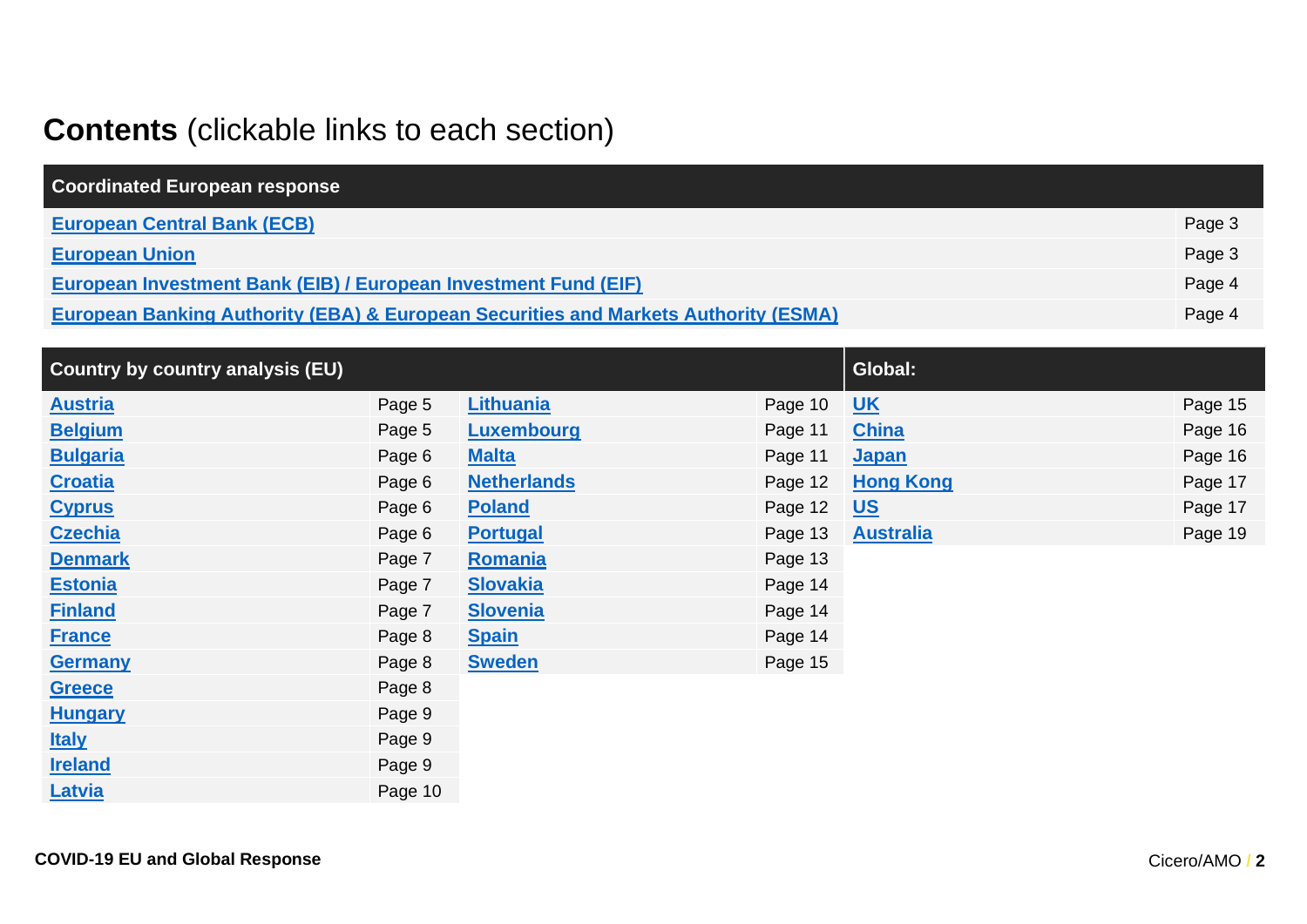# **Contents** (clickable links to each section)

| Coordinated European response | |
|---|---|
| **European Central Bank (ECB)** | Page 3 |
| **European Union** | Page 3 |
| **European Investment Bank (EIB) / European Investment Fund (EIF)** | Page 4 |
| **European Banking Authority (EBA) & European Securities and Markets Authority (ESMA)** | Page 4 |

| Country by country analysis (EU) | | | | Global: | |
|---|---|---|---|---|---|
| **Austria** | Page 5 | **Lithuania** | Page 10 | **UK** | Page 15 |
| **Belgium** | Page 5 | **Luxembourg** | Page 11 | **China** | Page 16 |
| **Bulgaria** | Page 6 | **Malta** | Page 11 | **Japan** | Page 16 |
| **Croatia** | Page 6 | **Netherlands** | Page 12 | **Hong Kong** | Page 17 |
| **Cyprus** | Page 6 | **Poland** | Page 12 | **US** | Page 17 |
| **Czechia** | Page 6 | **Portugal** | Page 13 | **Australia** | Page 19 |
| **Denmark** | Page 7 | **Romania** | Page 13 | | |
| **Estonia** | Page 7 | **Slovakia** | Page 14 | | |
| **Finland** | Page 7 | **Slovenia** | Page 14 | | |
| **France** | Page 8 | **Spain** | Page 14 | | |
| **Germany** | Page 8 | **Sweden** | Page 15 | | |
| **Greece** | Page 8 | | | | |
| **Hungary** | Page 9 | | | | |
| **Italy** | Page 9 | | | | |
| **Ireland** | Page 9 | | | | |
| **Latvia** | Page 10 | | | | |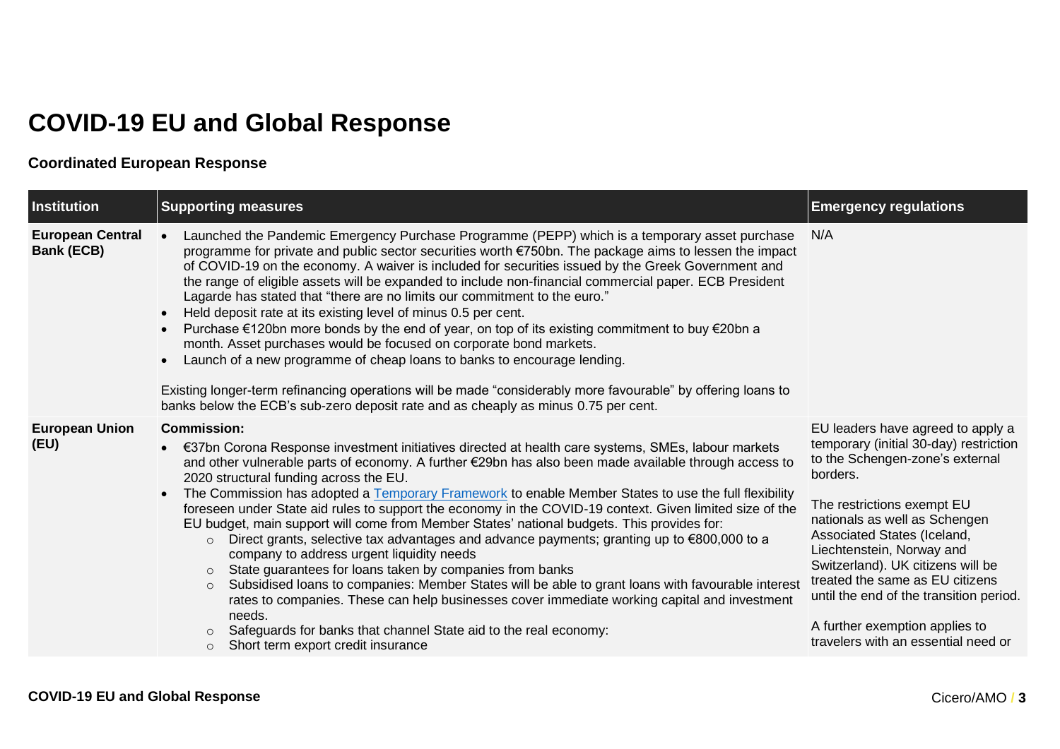# COVID-19 EU and Global Response

### Coordinated European Response

| Institution | Supporting measures | Emergency regulations |
|---|---|---|
| **European Central Bank (ECB)** | • Launched the Pandemic Emergency Purchase Programme (PEPP) which is a temporary asset purchase programme for private and public sector securities worth €750bn. The package aims to lessen the impact of COVID-19 on the economy. A waiver is included for securities issued by the Greek Government and the range of eligible assets will be expanded to include non-financial commercial paper. ECB President Lagarde has stated that "there are no limits our commitment to the euro."<br>• Held deposit rate at its existing level of minus 0.5 per cent.<br>• Purchase €120bn more bonds by the end of year, on top of its existing commitment to buy €20bn a month. Asset purchases would be focused on corporate bond markets.<br>• Launch of a new programme of cheap loans to banks to encourage lending.<br><br>Existing longer-term refinancing operations will be made "considerably more favourable" by offering loans to banks below the ECB's sub-zero deposit rate and as cheaply as minus 0.75 per cent. | N/A |
| **European Union (EU)** | **Commission:**<br>• €37bn Corona Response investment initiatives directed at health care systems, SMEs, labour markets and other vulnerable parts of economy. A further €29bn has also been made available through access to 2020 structural funding across the EU.<br>• The Commission has adopted a [Temporary Framework](#) to enable Member States to use the full flexibility foreseen under State aid rules to support the economy in the COVID-19 context. Given limited size of the EU budget, main support will come from Member States' national budgets. This provides for:<br>  ○ Direct grants, selective tax advantages and advance payments; granting up to €800,000 to a company to address urgent liquidity needs<br>  ○ State guarantees for loans taken by companies from banks<br>  ○ Subsidised loans to companies: Member States will be able to grant loans with favourable interest rates to companies. These can help businesses cover immediate working capital and investment needs.<br>  ○ Safeguards for banks that channel State aid to the real economy:<br>  ○ Short term export credit insurance | EU leaders have agreed to apply a temporary (initial 30-day) restriction to the Schengen-zone's external borders.<br><br>The restrictions exempt EU nationals as well as Schengen Associated States (Iceland, Liechtenstein, Norway and Switzerland). UK citizens will be treated the same as EU citizens until the end of the transition period.<br><br>A further exemption applies to travelers with an essential need or |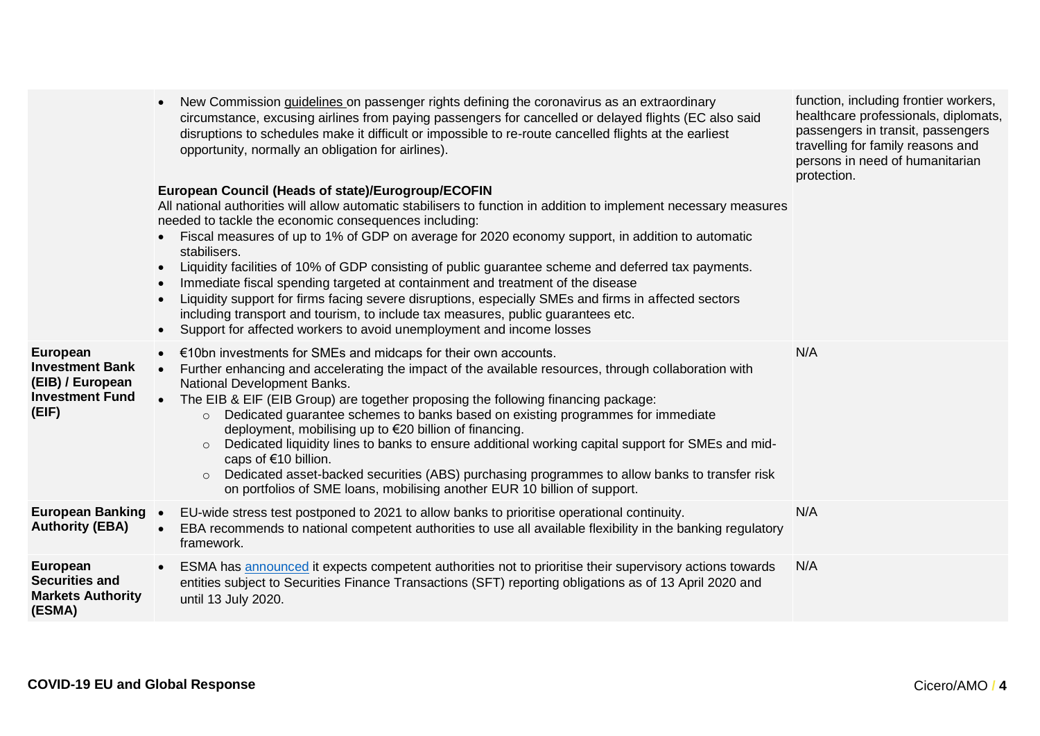| | | |
|---|---|---|
| | • New Commission guidelines on passenger rights defining the coronavirus as an extraordinary circumstance, excusing airlines from paying passengers for cancelled or delayed flights (EC also said disruptions to schedules make it difficult or impossible to re-route cancelled flights at the earliest opportunity, normally an obligation for airlines).<br><br>**European Council (Heads of state)/Eurogroup/ECOFIN**<br>All national authorities will allow automatic stabilisers to function in addition to implement necessary measures needed to tackle the economic consequences including:<br>• Fiscal measures of up to 1% of GDP on average for 2020 economy support, in addition to automatic stabilisers.<br>• Liquidity facilities of 10% of GDP consisting of public guarantee scheme and deferred tax payments.<br>• Immediate fiscal spending targeted at containment and treatment of the disease<br>• Liquidity support for firms facing severe disruptions, especially SMEs and firms in affected sectors including transport and tourism, to include tax measures, public guarantees etc.<br>• Support for affected workers to avoid unemployment and income losses | function, including frontier workers, healthcare professionals, diplomats, passengers in transit, passengers travelling for family reasons and persons in need of humanitarian protection. |
| **European Investment Bank (EIB) / European Investment Fund (EIF)** | • €10bn investments for SMEs and midcaps for their own accounts.<br>• Further enhancing and accelerating the impact of the available resources, through collaboration with National Development Banks.<br>• The EIB & EIF (EIB Group) are together proposing the following financing package:<br>  ○ Dedicated guarantee schemes to banks based on existing programmes for immediate deployment, mobilising up to €20 billion of financing.<br>  ○ Dedicated liquidity lines to banks to ensure additional working capital support for SMEs and mid-caps of €10 billion.<br>  ○ Dedicated asset-backed securities (ABS) purchasing programmes to allow banks to transfer risk on portfolios of SME loans, mobilising another EUR 10 billion of support. | N/A |
| **European Banking Authority (EBA)** | • EU-wide stress test postponed to 2021 to allow banks to prioritise operational continuity.<br>• EBA recommends to national competent authorities to use all available flexibility in the banking regulatory framework. | N/A |
| **European Securities and Markets Authority (ESMA)** | • ESMA has announced it expects competent authorities not to prioritise their supervisory actions towards entities subject to Securities Finance Transactions (SFT) reporting obligations as of 13 April 2020 and until 13 July 2020. | N/A |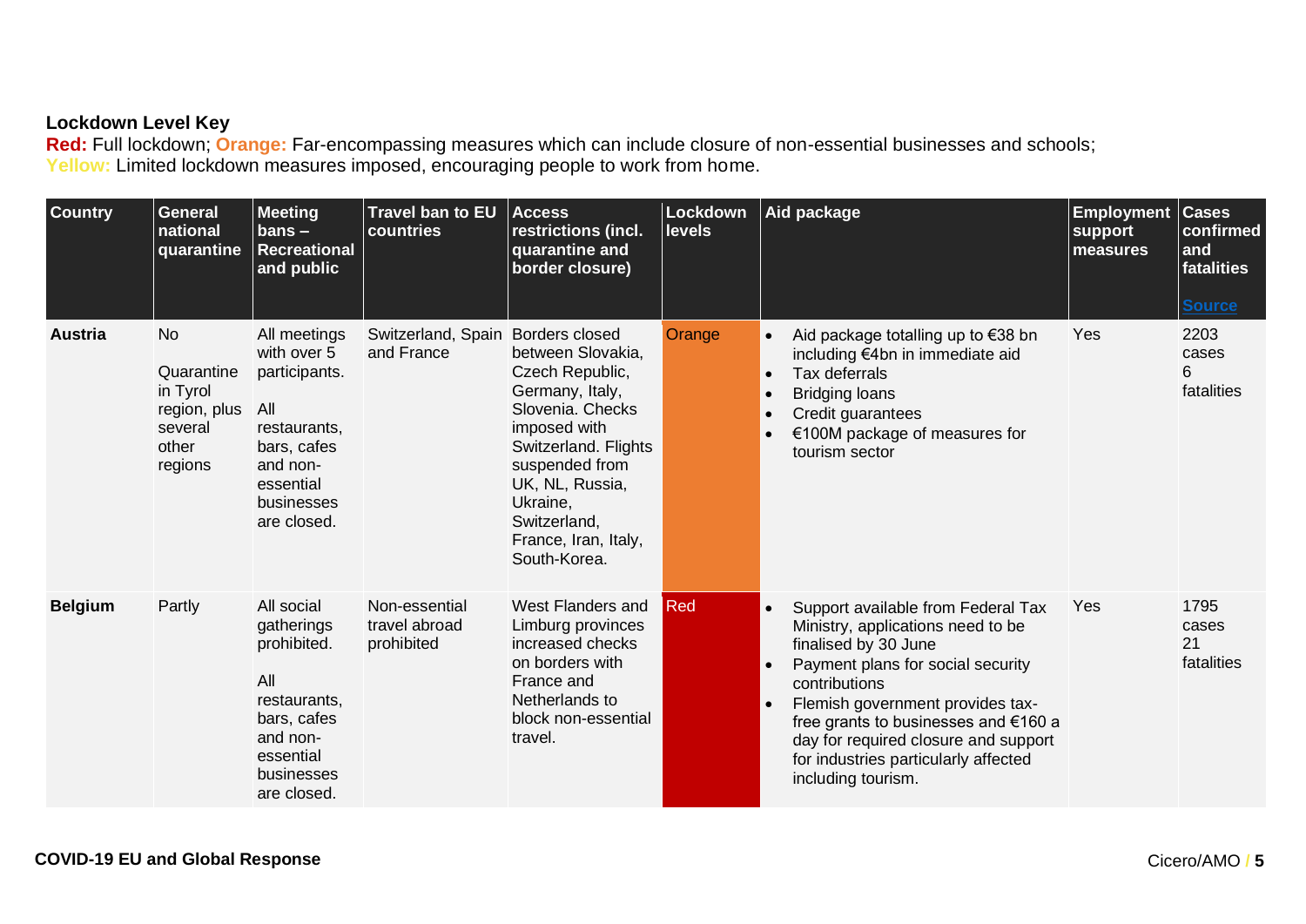**Lockdown Level Key**

**Red:** Full lockdown; **Orange:** Far-encompassing measures which can include closure of non-essential businesses and schools; **Yellow:** Limited lockdown measures imposed, encouraging people to work from home.

| Country | General national quarantine | Meeting bans – Recreational and public | Travel ban to EU countries | Access restrictions (incl. quarantine and border closure) | Lockdown levels | Aid package | Employment support measures | Cases confirmed and fatalities [Source] |
|---|---|---|---|---|---|---|---|---|
| **Austria** | No<br><br>Quarantine in Tyrol region, plus several other regions | All meetings with over 5 participants.<br><br>All restaurants, bars, cafes and non-essential businesses are closed. | Switzerland, Spain and France | Borders closed between Slovakia, Czech Republic, Germany, Italy, Slovenia. Checks imposed with Switzerland. Flights suspended from UK, NL, Russia, Ukraine, Switzerland, France, Iran, Italy, South-Korea. | Orange | • Aid package totalling up to €38 bn including €4bn in immediate aid<br>• Tax deferrals<br>• Bridging loans<br>• Credit guarantees<br>• €100M package of measures for tourism sector | Yes | 2203 cases<br>6 fatalities |
| **Belgium** | Partly | All social gatherings prohibited.<br><br>All restaurants, bars, cafes and non-essential businesses are closed. | Non-essential travel abroad prohibited | West Flanders and Limburg provinces increased checks on borders with France and Netherlands to block non-essential travel. | Red | • Support available from Federal Tax Ministry, applications need to be finalised by 30 June<br>• Payment plans for social security contributions<br>• Flemish government provides tax-free grants to businesses and €160 a day for required closure and support for industries particularly affected including tourism. | Yes | 1795 cases<br>21 fatalities |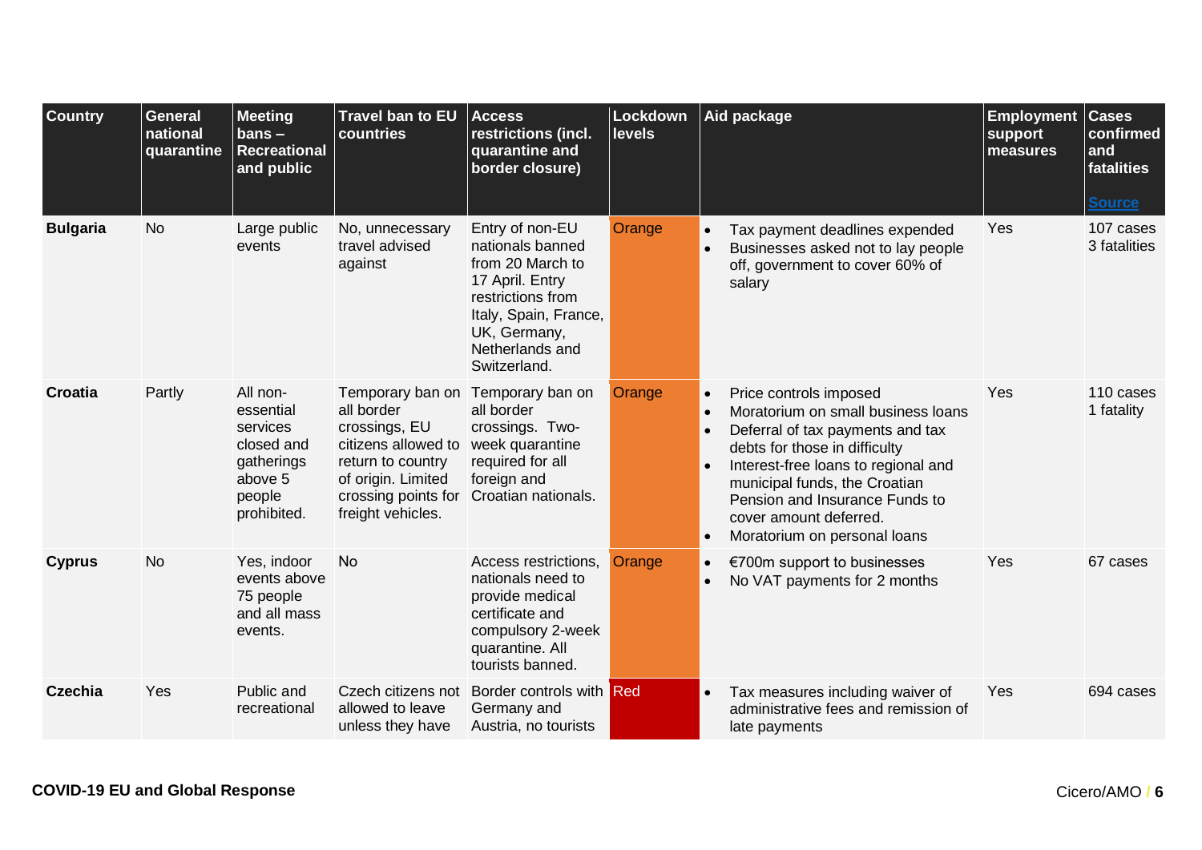| Country | General national quarantine | Meeting bans – Recreational and public | Travel ban to EU countries | Access restrictions (incl. quarantine and border closure) | Lockdown levels | Aid package | Employment support measures | Cases confirmed and fatalities<br><br>Source |
|---|---|---|---|---|---|---|---|---|
| **Bulgaria** | No | Large public events | No, unnecessary travel advised against | Entry of non-EU nationals banned from 20 March to 17 April. Entry restrictions from Italy, Spain, France, UK, Germany, Netherlands and Switzerland. | Orange | • Tax payment deadlines expended<br>• Businesses asked not to lay people off, government to cover 60% of salary | Yes | 107 cases<br>3 fatalities |
| **Croatia** | Partly | All non-essential services closed and gatherings above 5 people prohibited. | Temporary ban on all border crossings, EU citizens allowed to return to country of origin. Limited crossing points for freight vehicles. | Temporary ban on all border crossings. Two-week quarantine required for all foreign and Croatian nationals. | Orange | • Price controls imposed<br>• Moratorium on small business loans<br>• Deferral of tax payments and tax debts for those in difficulty<br>• Interest-free loans to regional and municipal funds, the Croatian Pension and Insurance Funds to cover amount deferred.<br>• Moratorium on personal loans | Yes | 110 cases<br>1 fatality |
| **Cyprus** | No | Yes, indoor events above 75 people and all mass events. | No | Access restrictions, nationals need to provide medical certificate and compulsory 2-week quarantine. All tourists banned. | Orange | • €700m support to businesses<br>• No VAT payments for 2 months | Yes | 67 cases |
| **Czechia** | Yes | Public and recreational | Czech citizens not allowed to leave unless they have | Border controls with Germany and Austria, no tourists | Red | • Tax measures including waiver of administrative fees and remission of late payments | Yes | 694 cases |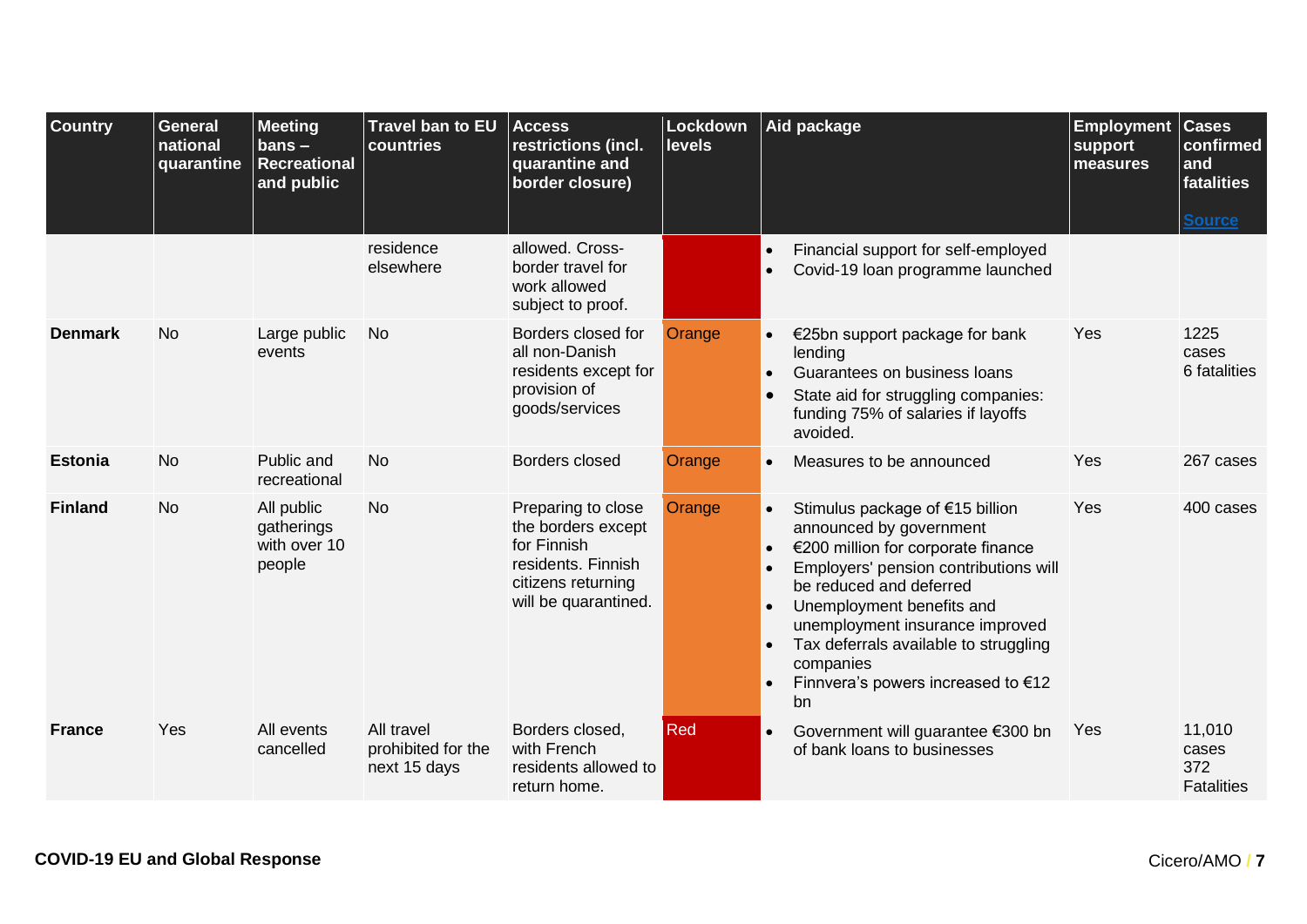| Country | General national quarantine | Meeting bans – Recreational and public | Travel ban to EU countries | Access restrictions (incl. quarantine and border closure) | Lockdown levels | Aid package | Employment support measures | Cases confirmed and fatalities [Source] |
|---|---|---|---|---|---|---|---|---|
| | | | residence elsewhere | allowed. Cross-border travel for work allowed subject to proof. | | • Financial support for self-employed<br>• Covid-19 loan programme launched | | |
| **Denmark** | No | Large public events | No | Borders closed for all non-Danish residents except for provision of goods/services | Orange | • €25bn support package for bank lending<br>• Guarantees on business loans<br>• State aid for struggling companies: funding 75% of salaries if layoffs avoided. | Yes | 1225 cases<br>6 fatalities |
| **Estonia** | No | Public and recreational | No | Borders closed | Orange | • Measures to be announced | Yes | 267 cases |
| **Finland** | No | All public gatherings with over 10 people | No | Preparing to close the borders except for Finnish residents. Finnish citizens returning will be quarantined. | Orange | • Stimulus package of €15 billion announced by government<br>• €200 million for corporate finance<br>• Employers' pension contributions will be reduced and deferred<br>• Unemployment benefits and unemployment insurance improved<br>• Tax deferrals available to struggling companies<br>• Finnvera's powers increased to €12 bn | Yes | 400 cases |
| **France** | Yes | All events cancelled | All travel prohibited for the next 15 days | Borders closed, with French residents allowed to return home. | Red | • Government will guarantee €300 bn of bank loans to businesses | Yes | 11,010 cases<br>372 Fatalities |

**COVID-19 EU and Global Response**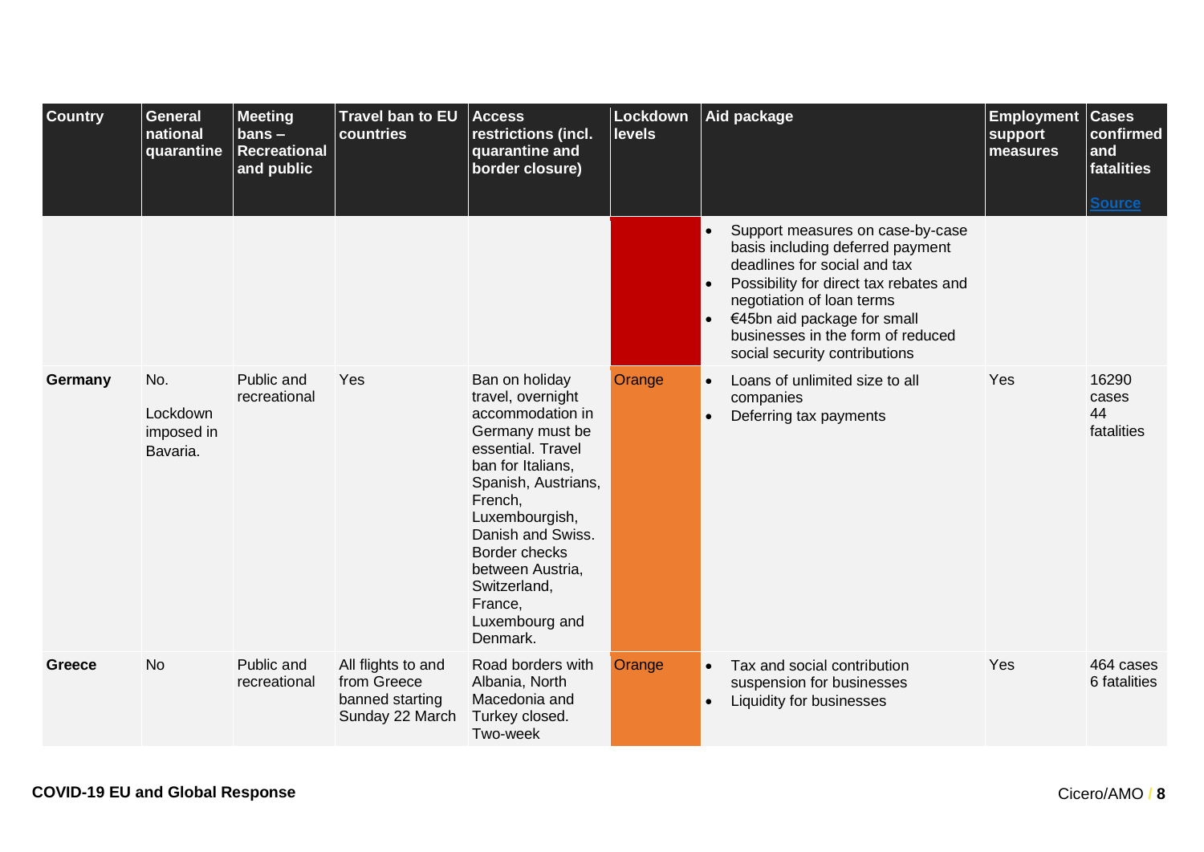| Country | General national quarantine | Meeting bans – Recreational and public | Travel ban to EU countries | Access restrictions (incl. quarantine and border closure) | Lockdown levels | Aid package | Employment support measures | Cases confirmed and fatalities [Source](#) |
|---|---|---|---|---|---|---|---|---|
| | | | | | | • Support measures on case-by-case basis including deferred payment deadlines for social and tax<br>• Possibility for direct tax rebates and negotiation of loan terms<br>• €45bn aid package for small businesses in the form of reduced social security contributions | | |
| **Germany** | No.<br>Lockdown imposed in Bavaria. | Public and recreational | Yes | Ban on holiday travel, overnight accommodation in Germany must be essential. Travel ban for Italians, Spanish, Austrians, French, Luxembourgish, Danish and Swiss. Border checks between Austria, Switzerland, France, Luxembourg and Denmark. | Orange | • Loans of unlimited size to all companies<br>• Deferring tax payments | Yes | 16290 cases<br>44 fatalities |
| **Greece** | No | Public and recreational | All flights to and from Greece banned starting Sunday 22 March | Road borders with Albania, North Macedonia and Turkey closed. Two-week | Orange | • Tax and social contribution suspension for businesses<br>• Liquidity for businesses | Yes | 464 cases<br>6 fatalities |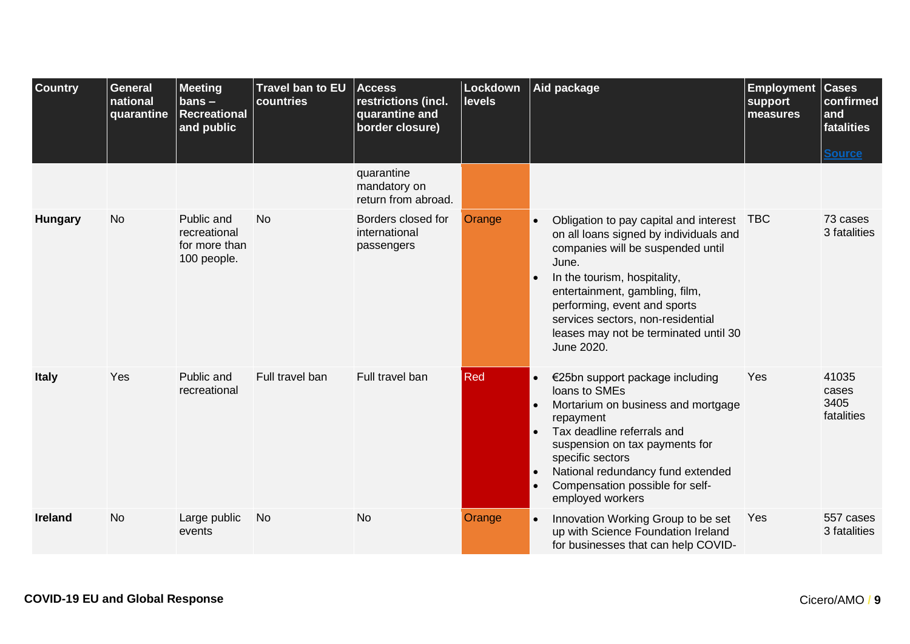| Country | General national quarantine | Meeting bans – Recreational and public | Travel ban to EU countries | Access restrictions (incl. quarantine and border closure) | Lockdown levels | Aid package | Employment support measures | Cases confirmed and fatalities [Source] |
|---|---|---|---|---|---|---|---|---|
| | | | | quarantine mandatory on return from abroad. | | | | |
| **Hungary** | No | Public and recreational for more than 100 people. | No | Borders closed for international passengers | Orange | • Obligation to pay capital and interest on all loans signed by individuals and companies will be suspended until June.<br>• In the tourism, hospitality, entertainment, gambling, film, performing, event and sports services sectors, non-residential leases may not be terminated until 30 June 2020. | TBC | 73 cases<br>3 fatalities |
| **Italy** | Yes | Public and recreational | Full travel ban | Full travel ban | Red | • €25bn support package including loans to SMEs<br>• Mortarium on business and mortgage repayment<br>• Tax deadline referrals and suspension on tax payments for specific sectors<br>• National redundancy fund extended<br>• Compensation possible for self-employed workers | Yes | 41035 cases<br>3405 fatalities |
| **Ireland** | No | Large public events | No | No | Orange | • Innovation Working Group to be set up with Science Foundation Ireland for businesses that can help COVID- | Yes | 557 cases<br>3 fatalities |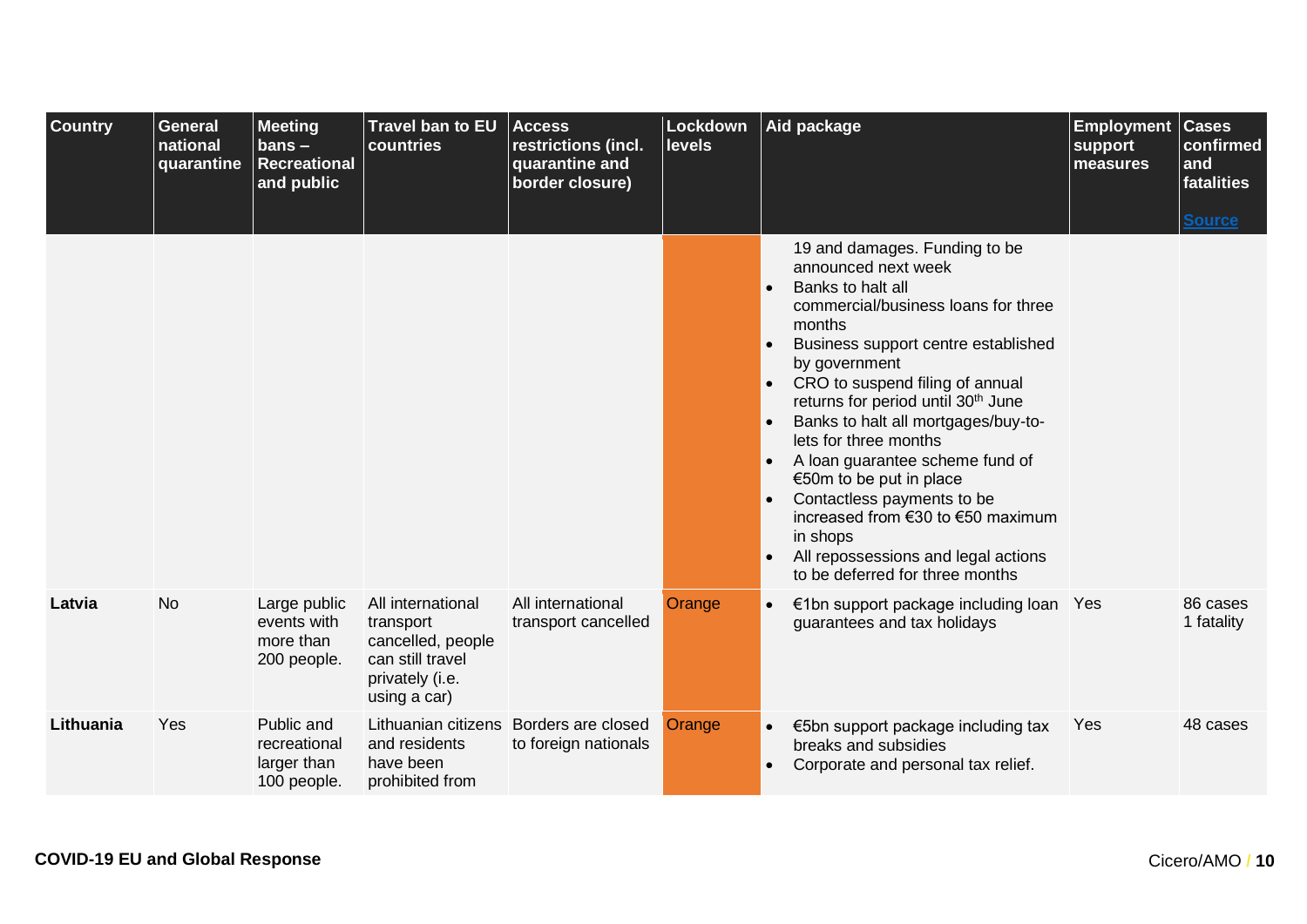| Country | General national quarantine | Meeting bans – Recreational and public | Travel ban to EU countries | Access restrictions (incl. quarantine and border closure) | Lockdown levels | Aid package | Employment support measures | Cases confirmed and fatalities [Source] |
|---|---|---|---|---|---|---|---|---|
| | | | | | | 19 and damages. Funding to be announced next week<br>• Banks to halt all commercial/business loans for three months<br>• Business support centre established by government<br>• CRO to suspend filing of annual returns for period until 30th June<br>• Banks to halt all mortgages/buy-to-lets for three months<br>• A loan guarantee scheme fund of €50m to be put in place<br>• Contactless payments to be increased from €30 to €50 maximum in shops<br>• All repossessions and legal actions to be deferred for three months | | |
| **Latvia** | No | Large public events with more than 200 people. | All international transport cancelled, people can still travel privately (i.e. using a car) | All international transport cancelled | Orange | • €1bn support package including loan guarantees and tax holidays | Yes | 86 cases<br>1 fatality |
| **Lithuania** | Yes | Public and recreational larger than 100 people. | Lithuanian citizens and residents have been prohibited from | Borders are closed to foreign nationals | Orange | • €5bn support package including tax breaks and subsidies<br>• Corporate and personal tax relief. | Yes | 48 cases |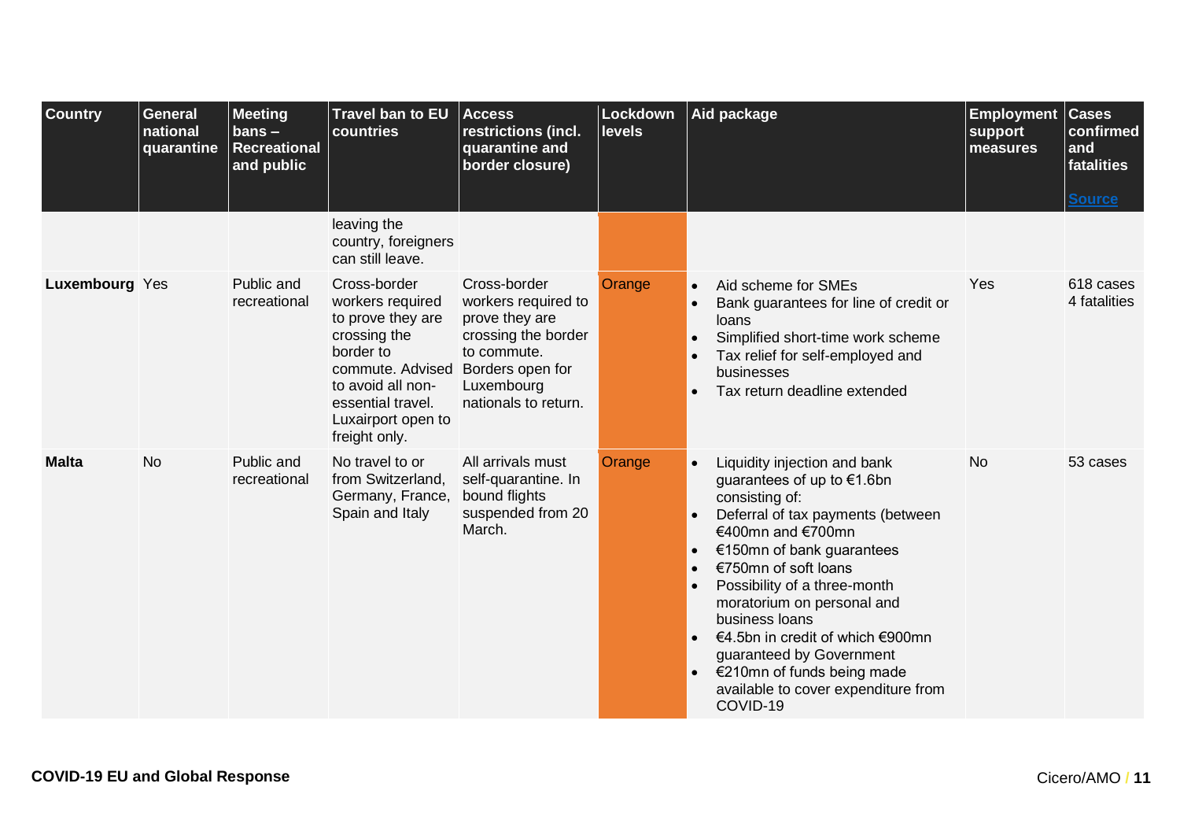| Country | General national quarantine | Meeting bans – Recreational and public | Travel ban to EU countries | Access restrictions (incl. quarantine and border closure) | Lockdown levels | Aid package | Employment support measures | Cases confirmed and fatalities [Source](#) |
|---|---|---|---|---|---|---|---|---|
| | | | leaving the country, foreigners can still leave. | | | | | |
| **Luxembourg** | Yes | Public and recreational | Cross-border workers required to prove they are crossing the border to commute. Advised to avoid all non-essential travel. Luxairport open to freight only. | Cross-border workers required to prove they are crossing the border to commute. Borders open for Luxembourg nationals to return. | Orange | • Aid scheme for SMEs<br>• Bank guarantees for line of credit or loans<br>• Simplified short-time work scheme<br>• Tax relief for self-employed and businesses<br>• Tax return deadline extended | Yes | 618 cases 4 fatalities |
| **Malta** | No | Public and recreational | No travel to or from Switzerland, Germany, France, Spain and Italy | All arrivals must self-quarantine. In bound flights suspended from 20 March. | Orange | • Liquidity injection and bank guarantees of up to €1.6bn consisting of:<br>• Deferral of tax payments (between €400mn and €700mn<br>• €150mn of bank guarantees<br>• €750mn of soft loans<br>• Possibility of a three-month moratorium on personal and business loans<br>• €4.5bn in credit of which €900mn guaranteed by Government<br>• €210mn of funds being made available to cover expenditure from COVID-19 | No | 53 cases |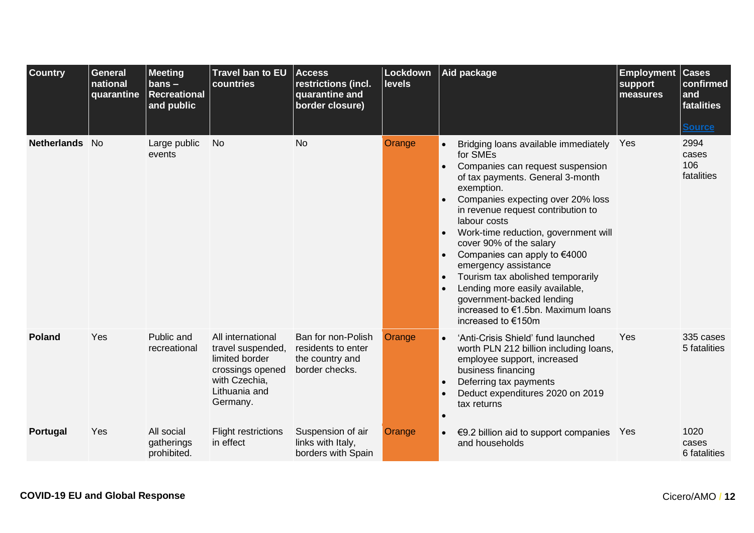| Country | General national quarantine | Meeting bans – Recreational and public | Travel ban to EU countries | Access restrictions (incl. quarantine and border closure) | Lockdown levels | Aid package | Employment support measures | Cases confirmed and fatalities [Source] |
|---|---|---|---|---|---|---|---|---|
| **Netherlands** | No | Large public events | No | No | Orange | • Bridging loans available immediately for SMEs<br>• Companies can request suspension of tax payments. General 3-month exemption.<br>• Companies expecting over 20% loss in revenue request contribution to labour costs<br>• Work-time reduction, government will cover 90% of the salary<br>• Companies can apply to €4000 emergency assistance<br>• Tourism tax abolished temporarily<br>• Lending more easily available, government-backed lending increased to €1.5bn. Maximum loans increased to €150m | Yes | 2994 cases 106 fatalities |
| **Poland** | Yes | Public and recreational | All international travel suspended, limited border crossings opened with Czechia, Lithuania and Germany. | Ban for non-Polish residents to enter the country and border checks. | Orange | • 'Anti-Crisis Shield' fund launched worth PLN 212 billion including loans, employee support, increased business financing<br>• Deferring tax payments<br>• Deduct expenditures 2020 on 2019 tax returns<br>• | Yes | 335 cases 5 fatalities |
| **Portugal** | Yes | All social gatherings prohibited. | Flight restrictions in effect | Suspension of air links with Italy, borders with Spain | Orange | • €9.2 billion aid to support companies and households | Yes | 1020 cases 6 fatalities |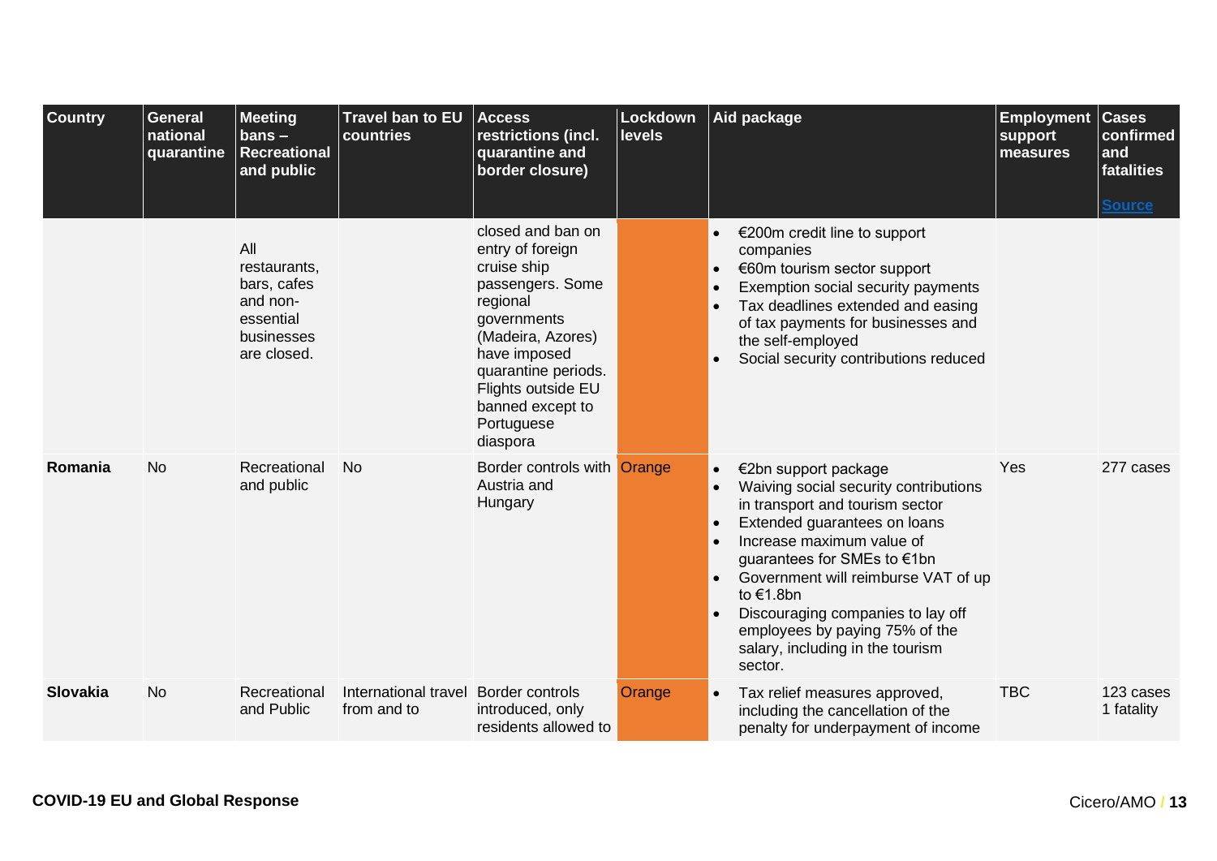| Country | General national quarantine | Meeting bans – Recreational and public | Travel ban to EU countries | Access restrictions (incl. quarantine and border closure) | Lockdown levels | Aid package | Employment support measures | Cases confirmed and fatalities [Source] |
|---|---|---|---|---|---|---|---|---|
| | | All restaurants, bars, cafes and non-essential businesses are closed. | | closed and ban on entry of foreign cruise ship passengers. Some regional governments (Madeira, Azores) have imposed quarantine periods. Flights outside EU banned except to Portuguese diaspora | | • €200m credit line to support companies<br>• €60m tourism sector support<br>• Exemption social security payments<br>• Tax deadlines extended and easing of tax payments for businesses and the self-employed<br>• Social security contributions reduced | | |
| **Romania** | No | Recreational and public | No | Border controls with Austria and Hungary | Orange | • €2bn support package<br>• Waiving social security contributions in transport and tourism sector<br>• Extended guarantees on loans<br>• Increase maximum value of guarantees for SMEs to €1bn<br>• Government will reimburse VAT of up to €1.8bn<br>• Discouraging companies to lay off employees by paying 75% of the salary, including in the tourism sector. | Yes | 277 cases |
| **Slovakia** | No | Recreational and Public | International travel from and to | Border controls introduced, only residents allowed to | Orange | • Tax relief measures approved, including the cancellation of the penalty for underpayment of income | TBC | 123 cases<br>1 fatality |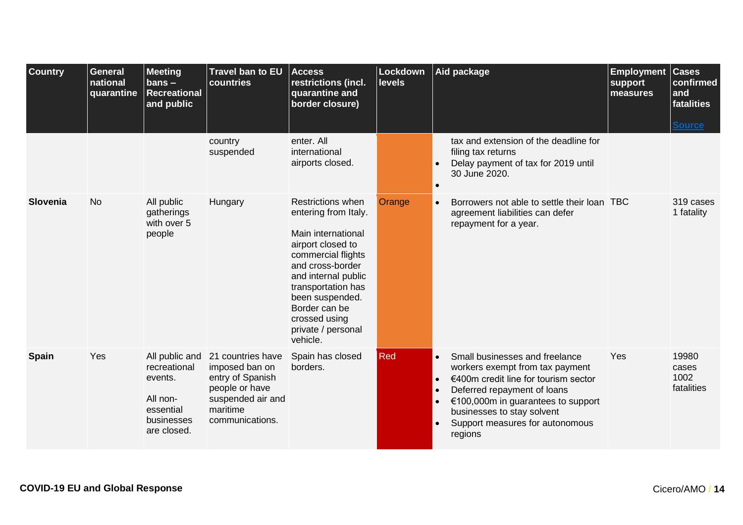| Country | General national quarantine | Meeting bans – Recreational and public | Travel ban to EU countries | Access restrictions (incl. quarantine and border closure) | Lockdown levels | Aid package | Employment support measures | Cases confirmed and fatalities [Source](#) |
|---|---|---|---|---|---|---|---|---|
| | | | country suspended | enter. All international airports closed. | | • tax and extension of the deadline for filing tax returns<br>• Delay payment of tax for 2019 until 30 June 2020.<br>• | | |
| **Slovenia** | No | All public gatherings with over 5 people | Hungary | Restrictions when entering from Italy.<br><br>Main international airport closed to commercial flights and cross-border and internal public transportation has been suspended. Border can be crossed using private / personal vehicle. | Orange | • Borrowers not able to settle their loan agreement liabilities can defer repayment for a year. | TBC | 319 cases<br>1 fatality |
| **Spain** | Yes | All public and recreational events.<br><br>All non-essential businesses are closed. | 21 countries have imposed ban on entry of Spanish people or have suspended air and maritime communications. | Spain has closed borders. | Red | • Small businesses and freelance workers exempt from tax payment<br>• €400m credit line for tourism sector<br>• Deferred repayment of loans<br>• €100,000m in guarantees to support businesses to stay solvent<br>• Support measures for autonomous regions | Yes | 19980 cases<br>1002 fatalities |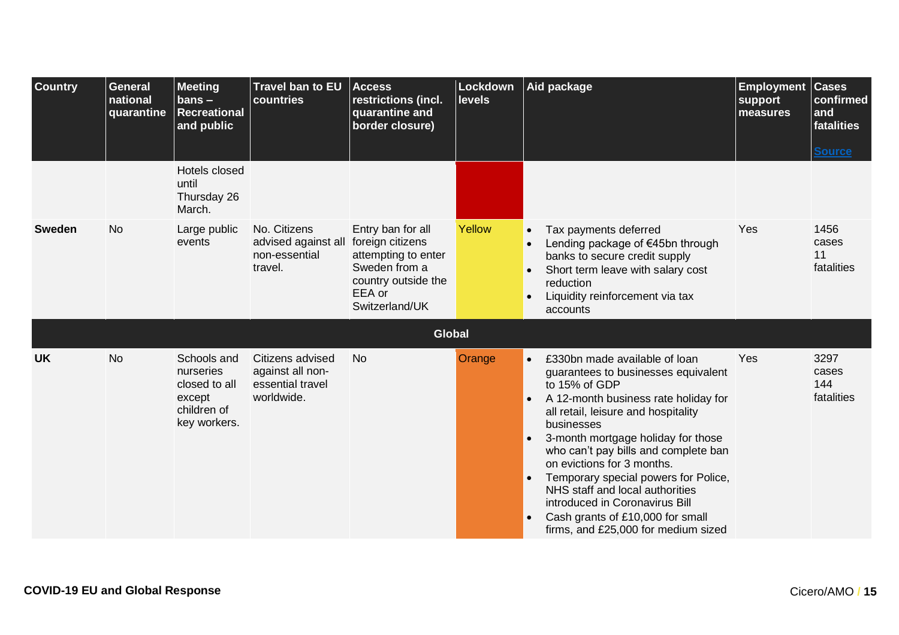| Country | General national quarantine | Meeting bans – Recreational and public | Travel ban to EU countries | Access restrictions (incl. quarantine and border closure) | Lockdown levels | Aid package | Employment support measures | Cases confirmed and fatalities [Source] |
|---|---|---|---|---|---|---|---|---|
| | | Hotels closed until Thursday 26 March. | | | | | | |
| **Sweden** | No | Large public events | No. Citizens advised against all non-essential travel. | Entry ban for all foreign citizens attempting to enter Sweden from a country outside the EEA or Switzerland/UK | Yellow | • Tax payments deferred<br>• Lending package of €45bn through banks to secure credit supply<br>• Short term leave with salary cost reduction<br>• Liquidity reinforcement via tax accounts | Yes | 1456 cases<br>11 fatalities |
| | | | | **Global** | | | | |
| **UK** | No | Schools and nurseries closed to all except children of key workers. | Citizens advised against all non-essential travel worldwide. | No | Orange | • £330bn made available of loan guarantees to businesses equivalent to 15% of GDP<br>• A 12-month business rate holiday for all retail, leisure and hospitality businesses<br>• 3-month mortgage holiday for those who can't pay bills and complete ban on evictions for 3 months.<br>• Temporary special powers for Police, NHS staff and local authorities introduced in Coronavirus Bill<br>• Cash grants of £10,000 for small firms, and £25,000 for medium sized | Yes | 3297 cases<br>144 fatalities |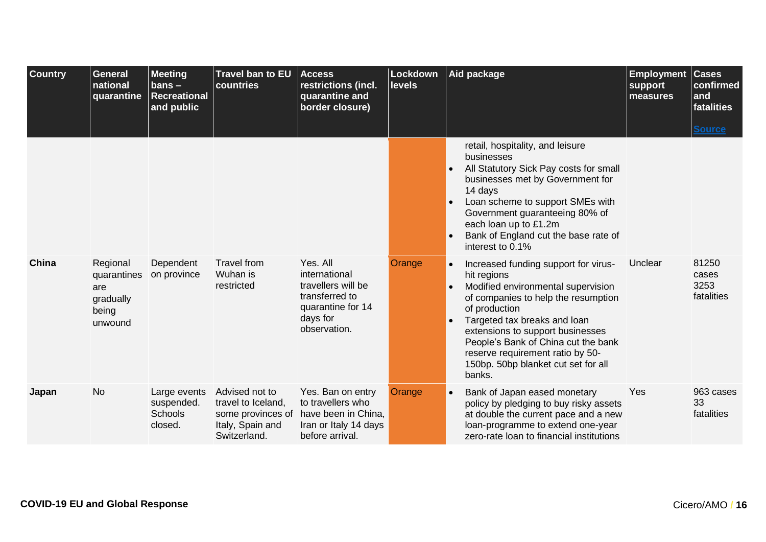| Country | General national quarantine | Meeting bans – Recreational and public | Travel ban to EU countries | Access restrictions (incl. quarantine and border closure) | Lockdown levels | Aid package | Employment support measures | Cases confirmed and fatalities [Source](#) |
|---|---|---|---|---|---|---|---|---|
| | | | | | | retail, hospitality, and leisure businesses<br>• All Statutory Sick Pay costs for small businesses met by Government for 14 days<br>• Loan scheme to support SMEs with Government guaranteeing 80% of each loan up to £1.2m<br>• Bank of England cut the base rate of interest to 0.1% | | |
| **China** | Regional quarantines are gradually being unwound | Dependent on province | Travel from Wuhan is restricted | Yes. All international travellers will be transferred to quarantine for 14 days for observation. | Orange | • Increased funding support for virus-hit regions<br>• Modified environmental supervision of companies to help the resumption of production<br>• Targeted tax breaks and loan extensions to support businesses People's Bank of China cut the bank reserve requirement ratio by 50-150bp. 50bp blanket cut set for all banks. | Unclear | 81250 cases 3253 fatalities |
| **Japan** | No | Large events suspended. Schools closed. | Advised not to travel to Iceland, some provinces of Italy, Spain and Switzerland. | Yes. Ban on entry to travellers who have been in China, Iran or Italy 14 days before arrival. | Orange | • Bank of Japan eased monetary policy by pledging to buy risky assets at double the current pace and a new loan-programme to extend one-year zero-rate loan to financial institutions | Yes | 963 cases 33 fatalities |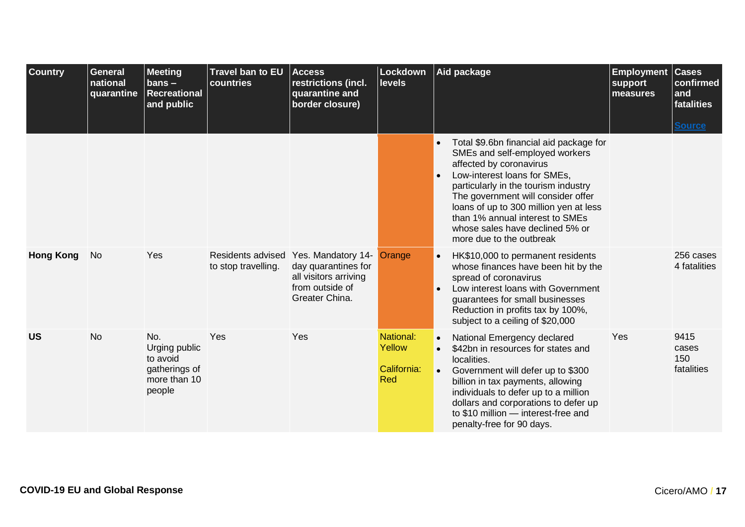| Country | General national quarantine | Meeting bans – Recreational and public | Travel ban to EU countries | Access restrictions (incl. quarantine and border closure) | Lockdown levels | Aid package | Employment support measures | Cases confirmed and fatalities [Source](#) |
|---|---|---|---|---|---|---|---|---|
| | | | | | | • Total $9.6bn financial aid package for SMEs and self-employed workers affected by coronavirus<br>• Low-interest loans for SMEs, particularly in the tourism industry The government will consider offer loans of up to 300 million yen at less than 1% annual interest to SMEs whose sales have declined 5% or more due to the outbreak | | |
| **Hong Kong** | No | Yes | Residents advised to stop travelling. | Yes. Mandatory 14-day quarantines for all visitors arriving from outside of Greater China. | Orange | • HK$10,000 to permanent residents whose finances have been hit by the spread of coronavirus<br>• Low interest loans with Government guarantees for small businesses Reduction in profits tax by 100%, subject to a ceiling of $20,000 | | 256 cases 4 fatalities |
| **US** | No | No. Urging public to avoid gatherings of more than 10 people | Yes | Yes | National: Yellow<br><br>California: Red | • National Emergency declared<br>• $42bn in resources for states and localities.<br>• Government will defer up to $300 billion in tax payments, allowing individuals to defer up to a million dollars and corporations to defer up to $10 million — interest-free and penalty-free for 90 days. | Yes | 9415 cases 150 fatalities |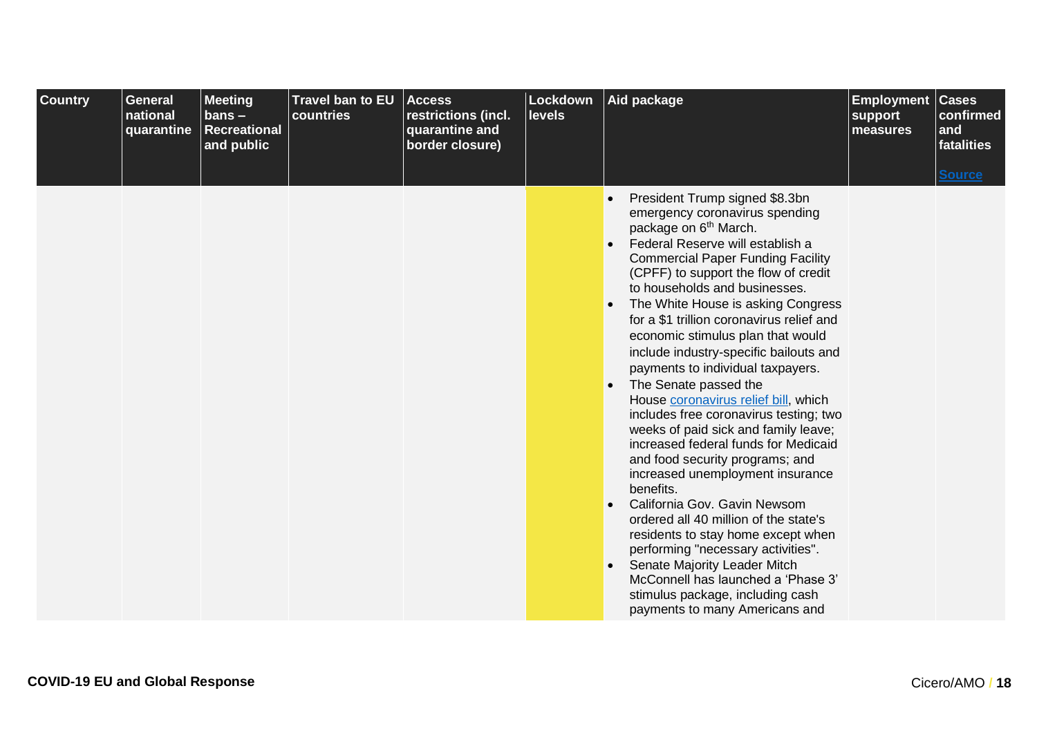| Country | General national quarantine | Meeting bans – Recreational and public | Travel ban to EU countries | Access restrictions (incl. quarantine and border closure) | Lockdown levels | Aid package | Employment support measures | Cases confirmed and fatalities [Source](#) |
|---|---|---|---|---|---|---|---|---|
| | | | | | | • President Trump signed $8.3bn emergency coronavirus spending package on 6th March.<br>• Federal Reserve will establish a Commercial Paper Funding Facility (CPFF) to support the flow of credit to households and businesses.<br>• The White House is asking Congress for a $1 trillion coronavirus relief and economic stimulus plan that would include industry-specific bailouts and payments to individual taxpayers.<br>• The Senate passed the House [coronavirus relief bill](#), which includes free coronavirus testing; two weeks of paid sick and family leave; increased federal funds for Medicaid and food security programs; and increased unemployment insurance benefits.<br>• California Gov. Gavin Newsom ordered all 40 million of the state's residents to stay home except when performing "necessary activities".<br>• Senate Majority Leader Mitch McConnell has launched a 'Phase 3' stimulus package, including cash payments to many Americans and | | |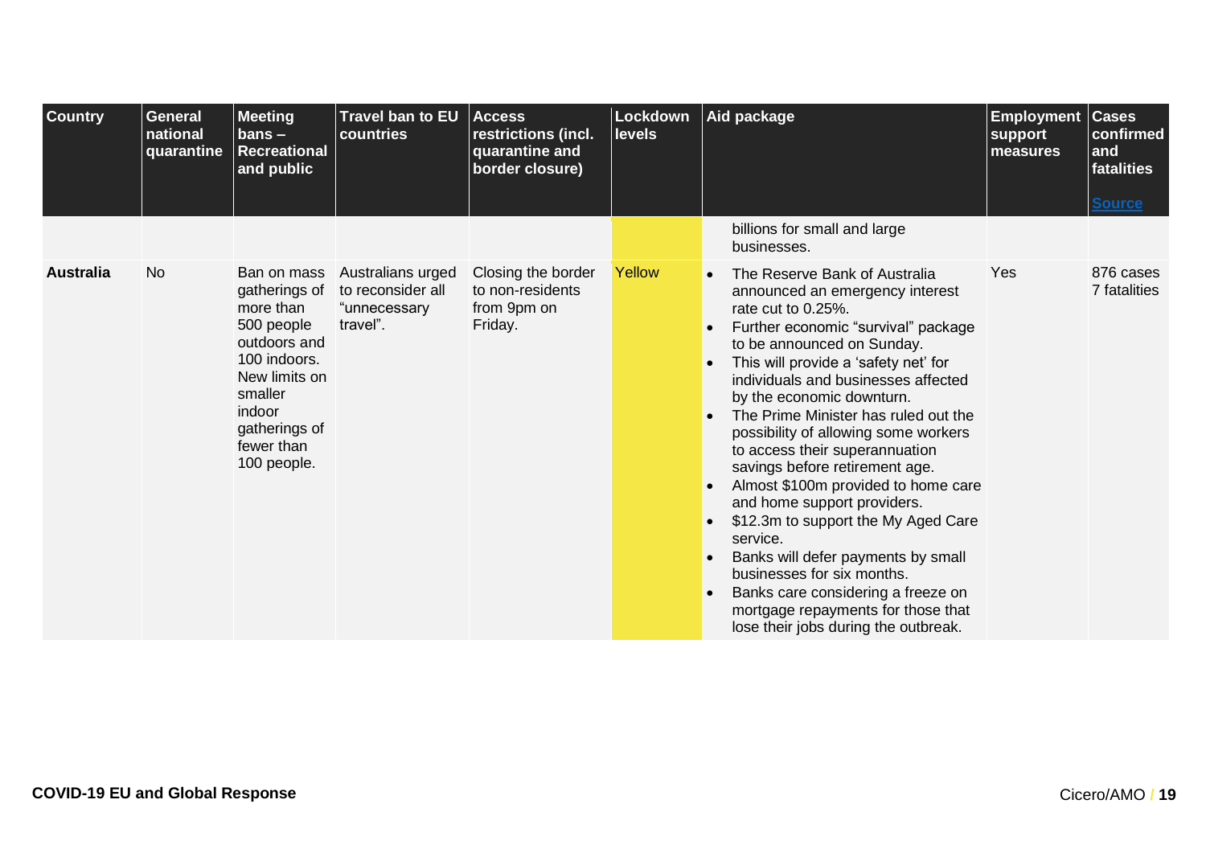| Country | General national quarantine | Meeting bans – Recreational and public | Travel ban to EU countries | Access restrictions (incl. quarantine and border closure) | Lockdown levels | Aid package | Employment support measures | Cases confirmed and fatalities [Source] |
|---|---|---|---|---|---|---|---|---|
| | | | | | | billions for small and large businesses. | | |
| **Australia** | No | Ban on mass gatherings of more than 500 people outdoors and 100 indoors. New limits on smaller indoor gatherings of fewer than 100 people. | Australians urged to reconsider all "unnecessary travel". | Closing the border to non-residents from 9pm on Friday. | Yellow | • The Reserve Bank of Australia announced an emergency interest rate cut to 0.25%. <br> • Further economic "survival" package to be announced on Sunday. <br> • This will provide a 'safety net' for individuals and businesses affected by the economic downturn. <br> • The Prime Minister has ruled out the possibility of allowing some workers to access their superannuation savings before retirement age. <br> • Almost $100m provided to home care and home support providers. <br> • $12.3m to support the My Aged Care service. <br> • Banks will defer payments by small businesses for six months. <br> • Banks care considering a freeze on mortgage repayments for those that lose their jobs during the outbreak. | Yes | 876 cases <br> 7 fatalities |

**COVID-19 EU and Global Response**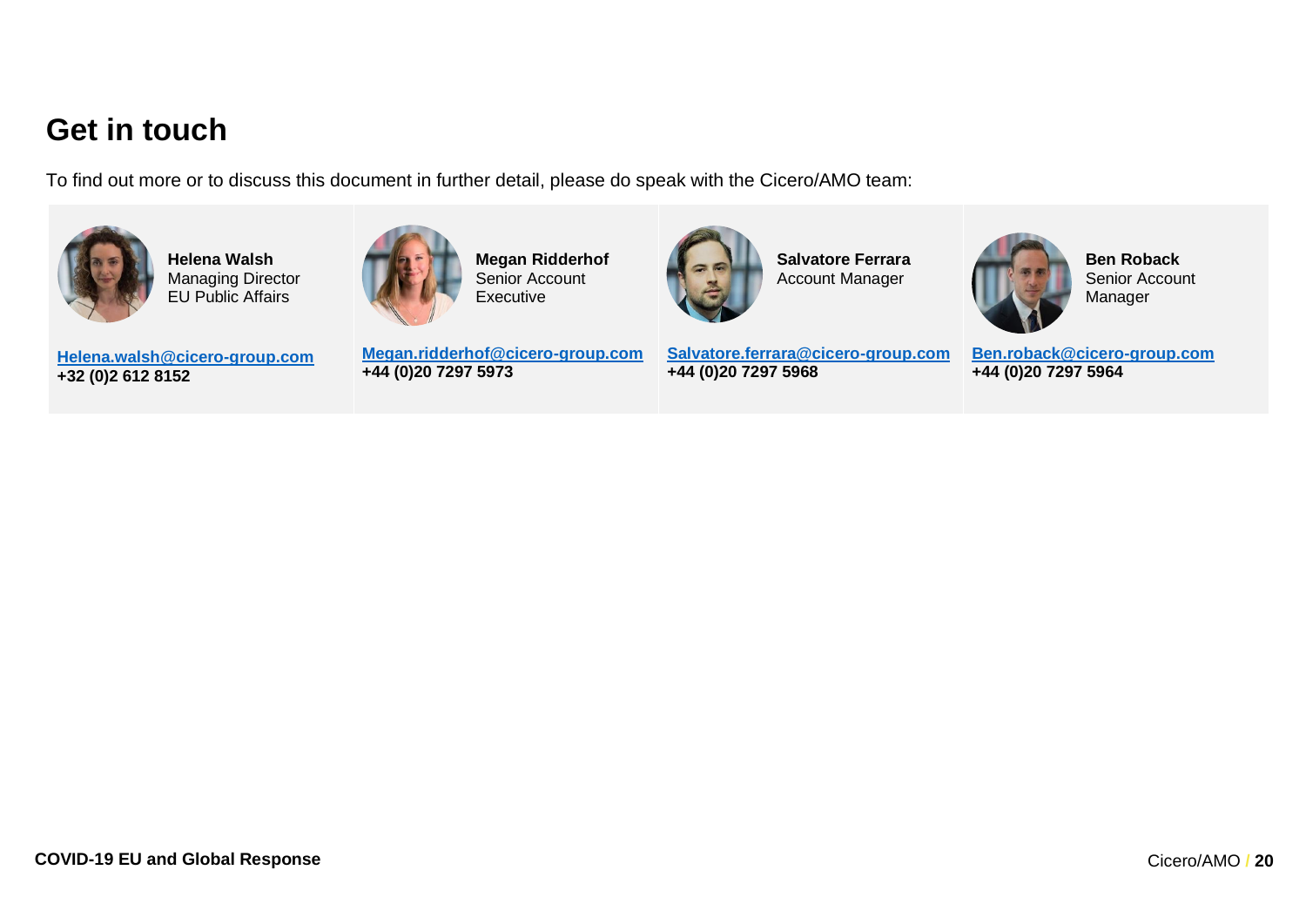## Get in touch

To find out more or to discuss this document in further detail, please do speak with the Cicero/AMO team:

**Helena Walsh**
Managing Director
EU Public Affairs

**Helena.walsh@cicero-group.com**
**+32 (0)2 612 8152**

**Megan Ridderhof**
Senior Account Executive

**Megan.ridderhof@cicero-group.com**
**+44 (0)20 7297 5973**

**Salvatore Ferrara**
Account Manager

**Salvatore.ferrara@cicero-group.com**
**+44 (0)20 7297 5968**

**Ben Roback**
Senior Account Manager

**Ben.roback@cicero-group.com**
**+44 (0)20 7297 5964**